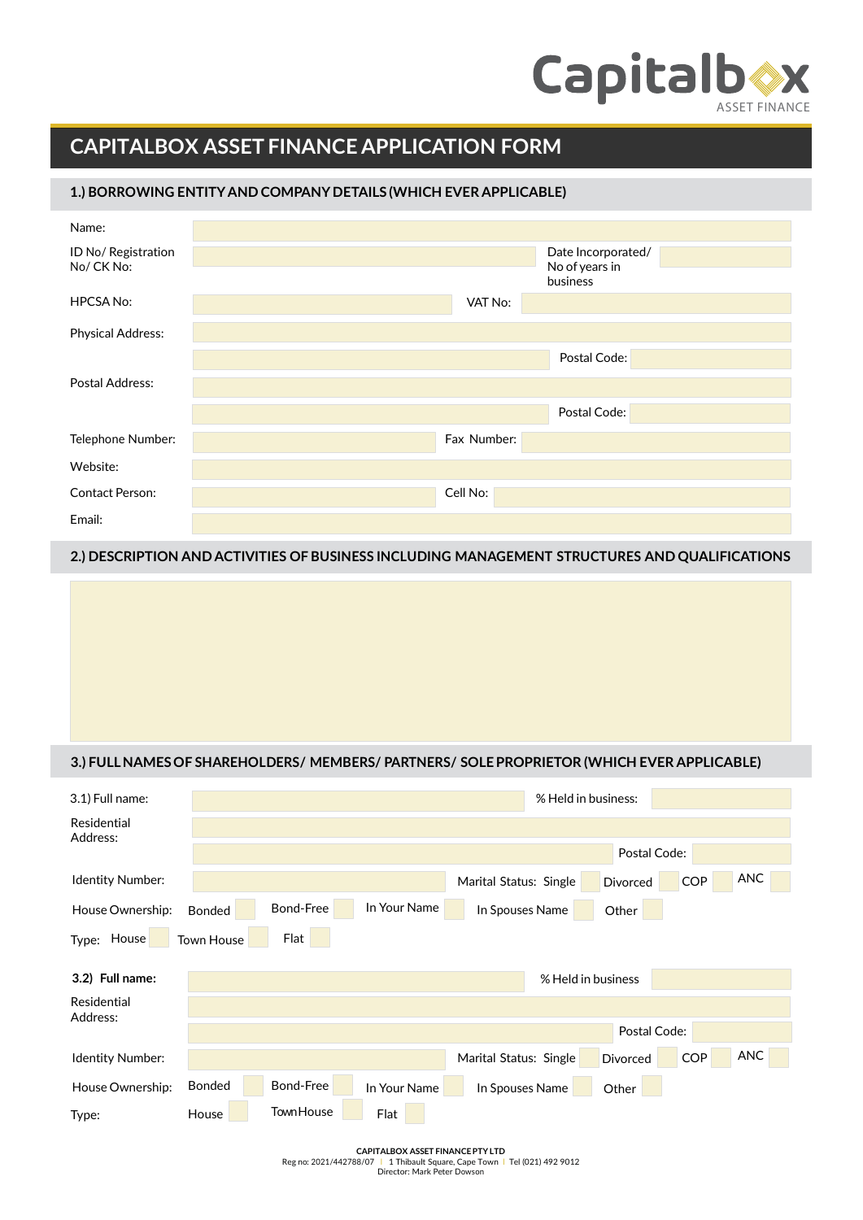Capitalbox
ASSET FINANCE

# CAPITALBOX ASSET FINANCE APPLICATION FORM

## 1.) BORROWING ENTITY AND COMPANY DETAILS (WHICH EVER APPLICABLE)

Name:

ID No/ Registration No/ CK No:

Date Incorporated/ No of years in business

HPCSA No:

VAT No:

Physical Address:

Postal Code:

Postal Address:

Postal Code:

Telephone Number:

Fax Number:

Website:

Contact Person:

Cell No:

Email:

## 2.) DESCRIPTION AND ACTIVITIES OF BUSINESS INCLUDING MANAGEMENT STRUCTURES AND QUALIFICATIONS

## 3.) FULL NAMES OF SHAREHOLDERS/ MEMBERS/ PARTNERS/ SOLE PROPRIETOR (WHICH EVER APPLICABLE)

3.1) Full name:

% Held in business:

Residential Address:

Postal Code:

Identity Number:

Marital Status: Single Divorced COP ANC

House Ownership: Bonded Bond-Free In Your Name In Spouses Name Other

Type: House Town House Flat

**3.2) Full name:**

% Held in business

Residential Address:

Postal Code:

Identity Number:

Marital Status: Single Divorced COP ANC

House Ownership: Bonded Bond-Free In Your Name In Spouses Name Other

Type: House TownHouse Flat

**CAPITALBOX ASSET FINANCE PTY LTD**
Reg no: 2021/442788/07 | 1 Thibault Square, Cape Town | Tel (021) 492 9012
Director: Mark Peter Dowson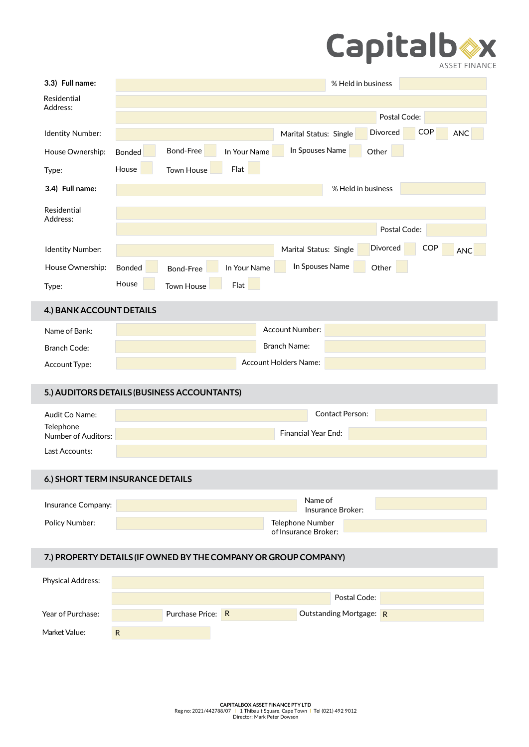Capitalbox
ASSET FINANCE

**3.3) Full name:** ______ % Held in business ______

Residential Address: ______

______ Postal Code: ______

Identity Number: ______ Marital Status: Single ☐ Divorced ☐ COP ☐ ANC ☐

House Ownership: Bonded ☐ Bond-Free ☐ In Your Name ☐ In Spouses Name ☐ Other ☐

Type: House ☐ Town House ☐ Flat ☐

**3.4) Full name:** ______ % Held in business ______

Residential Address: ______

______ Postal Code: ______

Identity Number: ______ Marital Status: Single ☐ Divorced ☐ COP ☐ ANC ☐

House Ownership: Bonded ☐ Bond-Free ☐ In Your Name ☐ In Spouses Name ☐ Other ☐

Type: House ☐ Town House ☐ Flat ☐

## 4.) BANK ACCOUNT DETAILS

Name of Bank: ______ Account Number: ______

Branch Code: ______ Branch Name: ______

Account Type: ______ Account Holders Name: ______

## 5.) AUDITORS DETAILS (BUSINESS ACCOUNTANTS)

Audit Co Name: ______ Contact Person: ______

Telephone Number of Auditors: ______ Financial Year End: ______

Last Accounts: ______

## 6.) SHORT TERM INSURANCE DETAILS

Insurance Company: ______ Name of Insurance Broker: ______

Policy Number: ______ Telephone Number of Insurance Broker: ______

## 7.) PROPERTY DETAILS (IF OWNED BY THE COMPANY OR GROUP COMPANY)

Physical Address: ______

______ Postal Code: ______

Year of Purchase: ______ Purchase Price: R ______ Outstanding Mortgage: R ______

Market Value: R ______

CAPITALBOX ASSET FINANCE PTY LTD
Reg no: 2021/442788/07 | 1 Thibault Square, Cape Town | Tel (021) 492 9012
Director: Mark Peter Dowson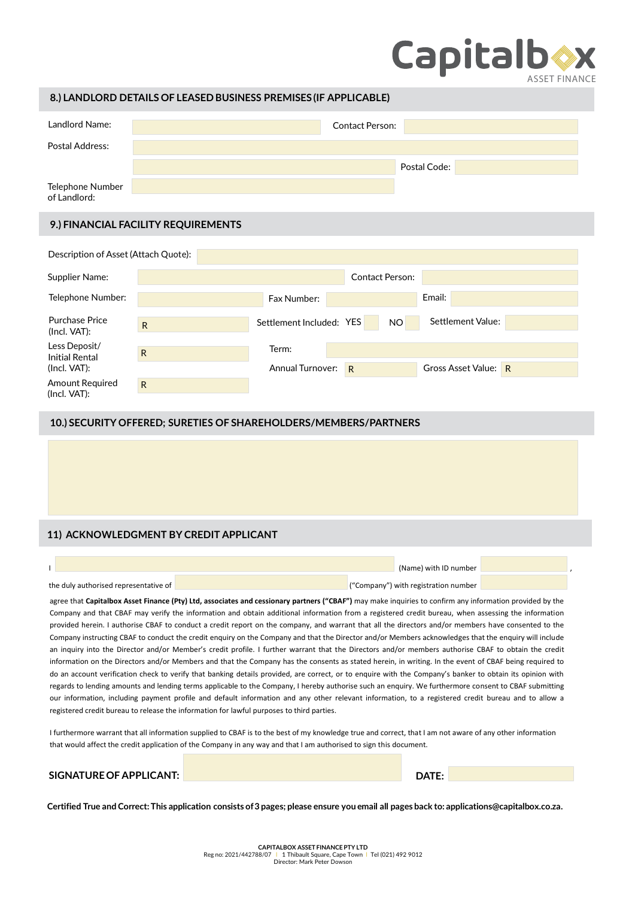Capitalbox
ASSET FINANCE

## 8.) LANDLORD DETAILS OF LEASED BUSINESS PREMISES (IF APPLICABLE)

| | | | |
|---|---|---|---|
| Landlord Name: | | Contact Person: | |
| Postal Address: | | | |
| | | Postal Code: | |
| Telephone Number of Landlord: | | | |

## 9.) FINANCIAL FACILITY REQUIREMENTS

Description of Asset (Attach Quote):

| | | | | | |
|---|---|---|---|---|---|
| Supplier Name: | | | | Contact Person: | |
| Telephone Number: | | Fax Number: | | Email: | |
| Purchase Price (Incl. VAT): | R | Settlement Included: YES | NO | Settlement Value: | |
| Less Deposit/ Initial Rental (Incl. VAT): | R | Term: | | | |
| | | Annual Turnover: | R | Gross Asset Value: | R |
| Amount Required (Incl. VAT): | R | | | | |

## 10.) SECURITY OFFERED; SURETIES OF SHAREHOLDERS/MEMBERS/PARTNERS

## 11) ACKNOWLEDGMENT BY CREDIT APPLICANT

I _______________ (Name) with ID number _______________ ,

the duly authorised representative of _______________ ("Company") with registration number _______________

agree that **Capitalbox Asset Finance (Pty) Ltd, associates and cessionary partners ("CBAF")** may make inquiries to confirm any information provided by the Company and that CBAF may verify the information and obtain additional information from a registered credit bureau, when assessing the information provided herein. I authorise CBAF to conduct a credit report on the company, and warrant that all the directors and/or members have consented to the Company instructing CBAF to conduct the credit enquiry on the Company and that the Director and/or Members acknowledges that the enquiry will include an inquiry into the Director and/or Member's credit profile. I further warrant that the Directors and/or members authorise CBAF to obtain the credit information on the Directors and/or Members and that the Company has the consents as stated herein, in writing. In the event of CBAF being required to do an account verification check to verify that banking details provided, are correct, or to enquire with the Company's banker to obtain its opinion with regards to lending amounts and lending terms applicable to the Company, I hereby authorise such an enquiry. We furthermore consent to CBAF submitting our information, including payment profile and default information and any other relevant information, to a registered credit bureau and to allow a registered credit bureau to release the information for lawful purposes to third parties.

I furthermore warrant that all information supplied to CBAF is to the best of my knowledge true and correct, that I am not aware of any other information that would affect the credit application of the Company in any way and that I am authorised to sign this document.

**SIGNATURE OF APPLICANT:** _______________ **DATE:** _______________

**Certified True and Correct: This application consists of 3 pages; please ensure you email all pages back to: applications@capitalbox.co.za.**

**CAPITALBOX ASSET FINANCE PTY LTD**
Reg no: 2021/442788/07 | 1 Thibault Square, Cape Town | Tel (021) 492 9012
Director: Mark Peter Dowson